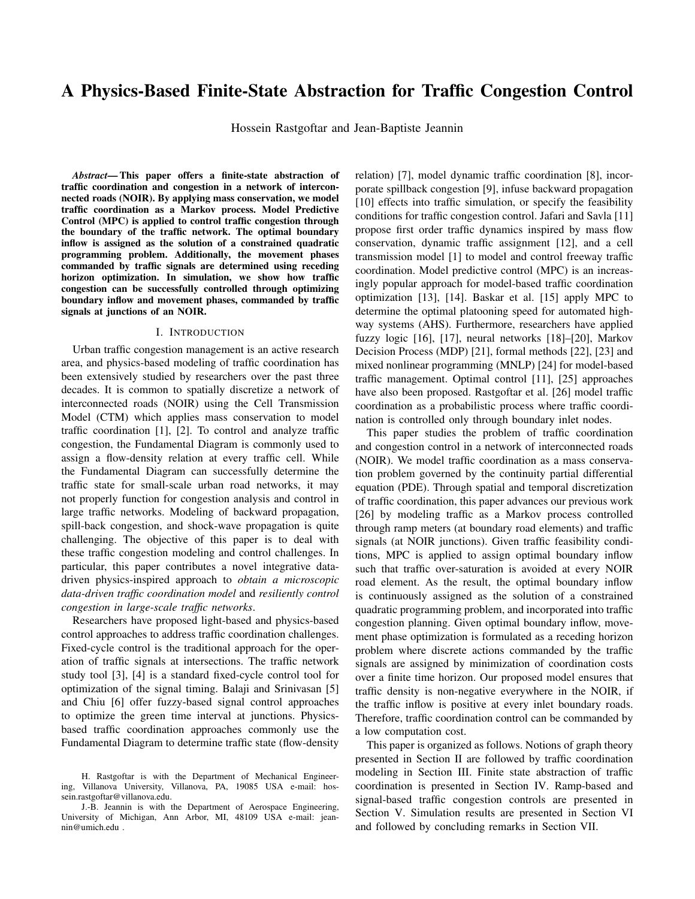# A Physics-Based Finite-State Abstraction for Traffic Congestion Control

Hossein Rastgoftar and Jean-Baptiste Jeannin

***Abstract*— This paper offers a finite-state abstraction of traffic coordination and congestion in a network of interconnected roads (NOIR). By applying mass conservation, we model traffic coordination as a Markov process. Model Predictive Control (MPC) is applied to control traffic congestion through the boundary of the traffic network. The optimal boundary inflow is assigned as the solution of a constrained quadratic programming problem. Additionally, the movement phases commanded by traffic signals are determined using receding horizon optimization. In simulation, we show how traffic congestion can be successfully controlled through optimizing boundary inflow and movement phases, commanded by traffic signals at junctions of an NOIR.**

## I. Introduction

Urban traffic congestion management is an active research area, and physics-based modeling of traffic coordination has been extensively studied by researchers over the past three decades. It is common to spatially discretize a network of interconnected roads (NOIR) using the Cell Transmission Model (CTM) which applies mass conservation to model traffic coordination [1], [2]. To control and analyze traffic congestion, the Fundamental Diagram is commonly used to assign a flow-density relation at every traffic cell. While the Fundamental Diagram can successfully determine the traffic state for small-scale urban road networks, it may not properly function for congestion analysis and control in large traffic networks. Modeling of backward propagation, spill-back congestion, and shock-wave propagation is quite challenging. The objective of this paper is to deal with these traffic congestion modeling and control challenges. In particular, this paper contributes a novel integrative data-driven physics-inspired approach to *obtain a microscopic data-driven traffic coordination model* and *resiliently control congestion in large-scale traffic networks*.

Researchers have proposed light-based and physics-based control approaches to address traffic coordination challenges. Fixed-cycle control is the traditional approach for the operation of traffic signals at intersections. The traffic network study tool [3], [4] is a standard fixed-cycle control tool for optimization of the signal timing. Balaji and Srinivasan [5] and Chiu [6] offer fuzzy-based signal control approaches to optimize the green time interval at junctions. Physics-based traffic coordination approaches commonly use the Fundamental Diagram to determine traffic state (flow-density relation) [7], model dynamic traffic coordination [8], incorporate spillback congestion [9], infuse backward propagation [10] effects into traffic simulation, or specify the feasibility conditions for traffic congestion control. Jafari and Savla [11] propose first order traffic dynamics inspired by mass flow conservation, dynamic traffic assignment [12], and a cell transmission model [1] to model and control freeway traffic coordination. Model predictive control (MPC) is an increasingly popular approach for model-based traffic coordination optimization [13], [14]. Baskar et al. [15] apply MPC to determine the optimal platooning speed for automated highway systems (AHS). Furthermore, researchers have applied fuzzy logic [16], [17], neural networks [18]–[20], Markov Decision Process (MDP) [21], formal methods [22], [23] and mixed nonlinear programming (MNLP) [24] for model-based traffic management. Optimal control [11], [25] approaches have also been proposed. Rastgoftar et al. [26] model traffic coordination as a probabilistic process where traffic coordination is controlled only through boundary inlet nodes.

This paper studies the problem of traffic coordination and congestion control in a network of interconnected roads (NOIR). We model traffic coordination as a mass conservation problem governed by the continuity partial differential equation (PDE). Through spatial and temporal discretization of traffic coordination, this paper advances our previous work [26] by modeling traffic as a Markov process controlled through ramp meters (at boundary road elements) and traffic signals (at NOIR junctions). Given traffic feasibility conditions, MPC is applied to assign optimal boundary inflow such that traffic over-saturation is avoided at every NOIR road element. As the result, the optimal boundary inflow is continuously assigned as the solution of a constrained quadratic programming problem, and incorporated into traffic congestion planning. Given optimal boundary inflow, movement phase optimization is formulated as a receding horizon problem where discrete actions commanded by the traffic signals are assigned by minimization of coordination costs over a finite time horizon. Our proposed model ensures that traffic density is non-negative everywhere in the NOIR, if the traffic inflow is positive at every inlet boundary roads. Therefore, traffic coordination control can be commanded by a low computation cost.

This paper is organized as follows. Notions of graph theory presented in Section II are followed by traffic coordination modeling in Section III. Finite state abstraction of traffic coordination is presented in Section IV. Ramp-based and signal-based traffic congestion controls are presented in Section V. Simulation results are presented in Section VI and followed by concluding remarks in Section VII.

H. Rastgoftar is with the Department of Mechanical Engineering, Villanova University, Villanova, PA, 19085 USA e-mail: hossein.rastgoftar@villanova.edu.

J.-B. Jeannin is with the Department of Aerospace Engineering, University of Michigan, Ann Arbor, MI, 48109 USA e-mail: jeannin@umich.edu .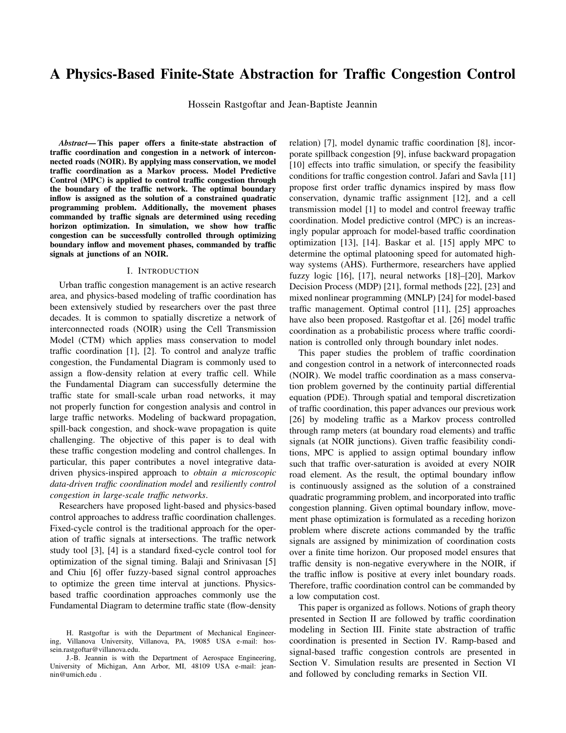# A Physics-Based Finite-State Abstraction for Traffic Congestion Control

Hossein Rastgoftar and Jean-Baptiste Jeannin

***Abstract*— This paper offers a finite-state abstraction of traffic coordination and congestion in a network of interconnected roads (NOIR). By applying mass conservation, we model traffic coordination as a Markov process. Model Predictive Control (MPC) is applied to control traffic congestion through the boundary of the traffic network. The optimal boundary inflow is assigned as the solution of a constrained quadratic programming problem. Additionally, the movement phases commanded by traffic signals are determined using receding horizon optimization. In simulation, we show how traffic congestion can be successfully controlled through optimizing boundary inflow and movement phases, commanded by traffic signals at junctions of an NOIR.**

## I. Introduction

Urban traffic congestion management is an active research area, and physics-based modeling of traffic coordination has been extensively studied by researchers over the past three decades. It is common to spatially discretize a network of interconnected roads (NOIR) using the Cell Transmission Model (CTM) which applies mass conservation to model traffic coordination [1], [2]. To control and analyze traffic congestion, the Fundamental Diagram is commonly used to assign a flow-density relation at every traffic cell. While the Fundamental Diagram can successfully determine the traffic state for small-scale urban road networks, it may not properly function for congestion analysis and control in large traffic networks. Modeling of backward propagation, spill-back congestion, and shock-wave propagation is quite challenging. The objective of this paper is to deal with these traffic congestion modeling and control challenges. In particular, this paper contributes a novel integrative data-driven physics-inspired approach to *obtain a microscopic data-driven traffic coordination model* and *resiliently control congestion in large-scale traffic networks*.

Researchers have proposed light-based and physics-based control approaches to address traffic coordination challenges. Fixed-cycle control is the traditional approach for the operation of traffic signals at intersections. The traffic network study tool [3], [4] is a standard fixed-cycle control tool for optimization of the signal timing. Balaji and Srinivasan [5] and Chiu [6] offer fuzzy-based signal control approaches to optimize the green time interval at junctions. Physics-based traffic coordination approaches commonly use the Fundamental Diagram to determine traffic state (flow-density relation) [7], model dynamic traffic coordination [8], incorporate spillback congestion [9], infuse backward propagation [10] effects into traffic simulation, or specify the feasibility conditions for traffic congestion control. Jafari and Savla [11] propose first order traffic dynamics inspired by mass flow conservation, dynamic traffic assignment [12], and a cell transmission model [1] to model and control freeway traffic coordination. Model predictive control (MPC) is an increasingly popular approach for model-based traffic coordination optimization [13], [14]. Baskar et al. [15] apply MPC to determine the optimal platooning speed for automated highway systems (AHS). Furthermore, researchers have applied fuzzy logic [16], [17], neural networks [18]–[20], Markov Decision Process (MDP) [21], formal methods [22], [23] and mixed nonlinear programming (MNLP) [24] for model-based traffic management. Optimal control [11], [25] approaches have also been proposed. Rastgoftar et al. [26] model traffic coordination as a probabilistic process where traffic coordination is controlled only through boundary inlet nodes.

This paper studies the problem of traffic coordination and congestion control in a network of interconnected roads (NOIR). We model traffic coordination as a mass conservation problem governed by the continuity partial differential equation (PDE). Through spatial and temporal discretization of traffic coordination, this paper advances our previous work [26] by modeling traffic as a Markov process controlled through ramp meters (at boundary road elements) and traffic signals (at NOIR junctions). Given traffic feasibility conditions, MPC is applied to assign optimal boundary inflow such that traffic over-saturation is avoided at every NOIR road element. As the result, the optimal boundary inflow is continuously assigned as the solution of a constrained quadratic programming problem, and incorporated into traffic congestion planning. Given optimal boundary inflow, movement phase optimization is formulated as a receding horizon problem where discrete actions commanded by the traffic signals are assigned by minimization of coordination costs over a finite time horizon. Our proposed model ensures that traffic density is non-negative everywhere in the NOIR, if the traffic inflow is positive at every inlet boundary roads. Therefore, traffic coordination control can be commanded by a low computation cost.

This paper is organized as follows. Notions of graph theory presented in Section II are followed by traffic coordination modeling in Section III. Finite state abstraction of traffic coordination is presented in Section IV. Ramp-based and signal-based traffic congestion controls are presented in Section V. Simulation results are presented in Section VI and followed by concluding remarks in Section VII.

H. Rastgoftar is with the Department of Mechanical Engineering, Villanova University, Villanova, PA, 19085 USA e-mail: hossein.rastgoftar@villanova.edu.

J.-B. Jeannin is with the Department of Aerospace Engineering, University of Michigan, Ann Arbor, MI, 48109 USA e-mail: jeannin@umich.edu .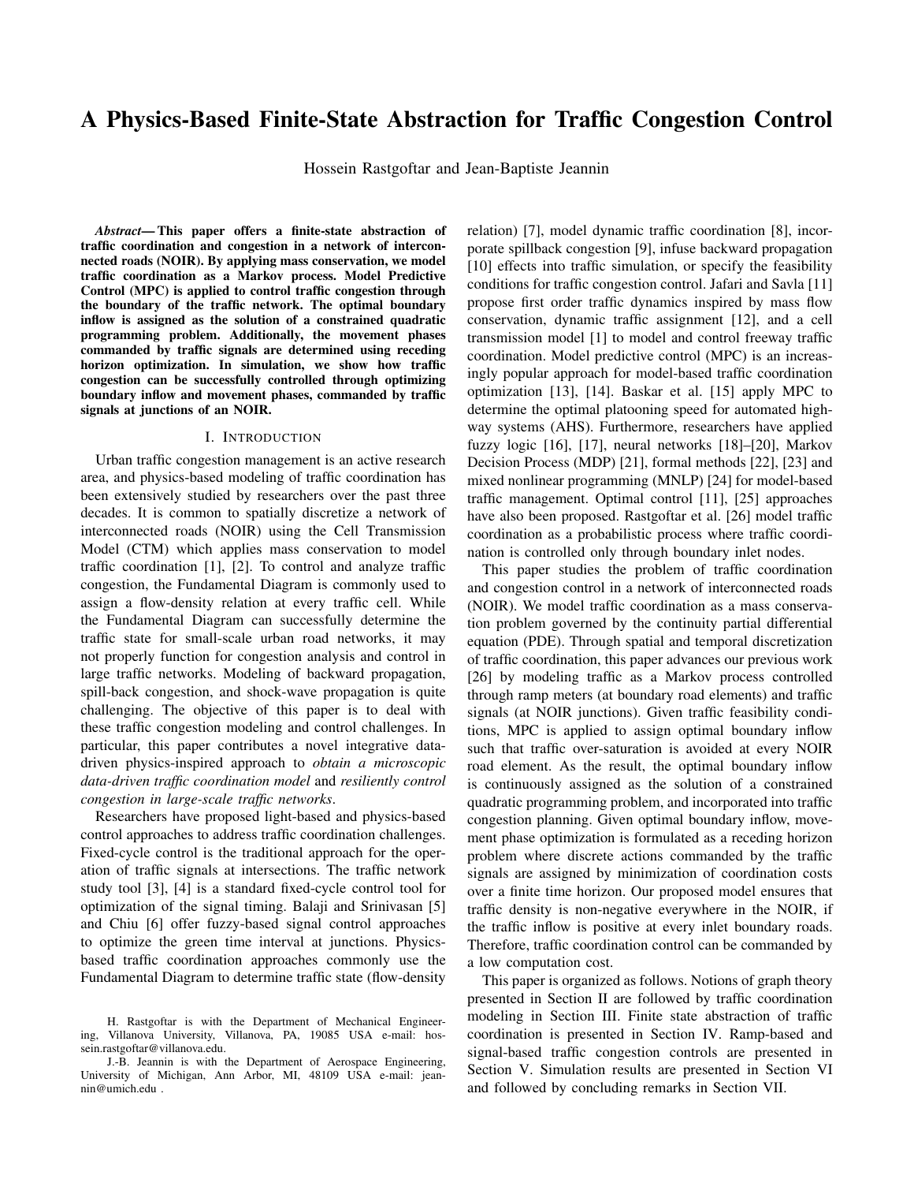# A Physics-Based Finite-State Abstraction for Traffic Congestion Control

Hossein Rastgoftar and Jean-Baptiste Jeannin

***Abstract*— This paper offers a finite-state abstraction of traffic coordination and congestion in a network of interconnected roads (NOIR). By applying mass conservation, we model traffic coordination as a Markov process. Model Predictive Control (MPC) is applied to control traffic congestion through the boundary of the traffic network. The optimal boundary inflow is assigned as the solution of a constrained quadratic programming problem. Additionally, the movement phases commanded by traffic signals are determined using receding horizon optimization. In simulation, we show how traffic congestion can be successfully controlled through optimizing boundary inflow and movement phases, commanded by traffic signals at junctions of an NOIR.**

## I. Introduction

Urban traffic congestion management is an active research area, and physics-based modeling of traffic coordination has been extensively studied by researchers over the past three decades. It is common to spatially discretize a network of interconnected roads (NOIR) using the Cell Transmission Model (CTM) which applies mass conservation to model traffic coordination [1], [2]. To control and analyze traffic congestion, the Fundamental Diagram is commonly used to assign a flow-density relation at every traffic cell. While the Fundamental Diagram can successfully determine the traffic state for small-scale urban road networks, it may not properly function for congestion analysis and control in large traffic networks. Modeling of backward propagation, spill-back congestion, and shock-wave propagation is quite challenging. The objective of this paper is to deal with these traffic congestion modeling and control challenges. In particular, this paper contributes a novel integrative data-driven physics-inspired approach to *obtain a microscopic data-driven traffic coordination model* and *resiliently control congestion in large-scale traffic networks*.

Researchers have proposed light-based and physics-based control approaches to address traffic coordination challenges. Fixed-cycle control is the traditional approach for the operation of traffic signals at intersections. The traffic network study tool [3], [4] is a standard fixed-cycle control tool for optimization of the signal timing. Balaji and Srinivasan [5] and Chiu [6] offer fuzzy-based signal control approaches to optimize the green time interval at junctions. Physics-based traffic coordination approaches commonly use the Fundamental Diagram to determine traffic state (flow-density relation) [7], model dynamic traffic coordination [8], incorporate spillback congestion [9], infuse backward propagation [10] effects into traffic simulation, or specify the feasibility conditions for traffic congestion control. Jafari and Savla [11] propose first order traffic dynamics inspired by mass flow conservation, dynamic traffic assignment [12], and a cell transmission model [1] to model and control freeway traffic coordination. Model predictive control (MPC) is an increasingly popular approach for model-based traffic coordination optimization [13], [14]. Baskar et al. [15] apply MPC to determine the optimal platooning speed for automated highway systems (AHS). Furthermore, researchers have applied fuzzy logic [16], [17], neural networks [18]–[20], Markov Decision Process (MDP) [21], formal methods [22], [23] and mixed nonlinear programming (MNLP) [24] for model-based traffic management. Optimal control [11], [25] approaches have also been proposed. Rastgoftar et al. [26] model traffic coordination as a probabilistic process where traffic coordination is controlled only through boundary inlet nodes.

This paper studies the problem of traffic coordination and congestion control in a network of interconnected roads (NOIR). We model traffic coordination as a mass conservation problem governed by the continuity partial differential equation (PDE). Through spatial and temporal discretization of traffic coordination, this paper advances our previous work [26] by modeling traffic as a Markov process controlled through ramp meters (at boundary road elements) and traffic signals (at NOIR junctions). Given traffic feasibility conditions, MPC is applied to assign optimal boundary inflow such that traffic over-saturation is avoided at every NOIR road element. As the result, the optimal boundary inflow is continuously assigned as the solution of a constrained quadratic programming problem, and incorporated into traffic congestion planning. Given optimal boundary inflow, movement phase optimization is formulated as a receding horizon problem where discrete actions commanded by the traffic signals are assigned by minimization of coordination costs over a finite time horizon. Our proposed model ensures that traffic density is non-negative everywhere in the NOIR, if the traffic inflow is positive at every inlet boundary roads. Therefore, traffic coordination control can be commanded by a low computation cost.

This paper is organized as follows. Notions of graph theory presented in Section II are followed by traffic coordination modeling in Section III. Finite state abstraction of traffic coordination is presented in Section IV. Ramp-based and signal-based traffic congestion controls are presented in Section V. Simulation results are presented in Section VI and followed by concluding remarks in Section VII.

H. Rastgoftar is with the Department of Mechanical Engineering, Villanova University, Villanova, PA, 19085 USA e-mail: hossein.rastgoftar@villanova.edu.

J.-B. Jeannin is with the Department of Aerospace Engineering, University of Michigan, Ann Arbor, MI, 48109 USA e-mail: jeannin@umich.edu .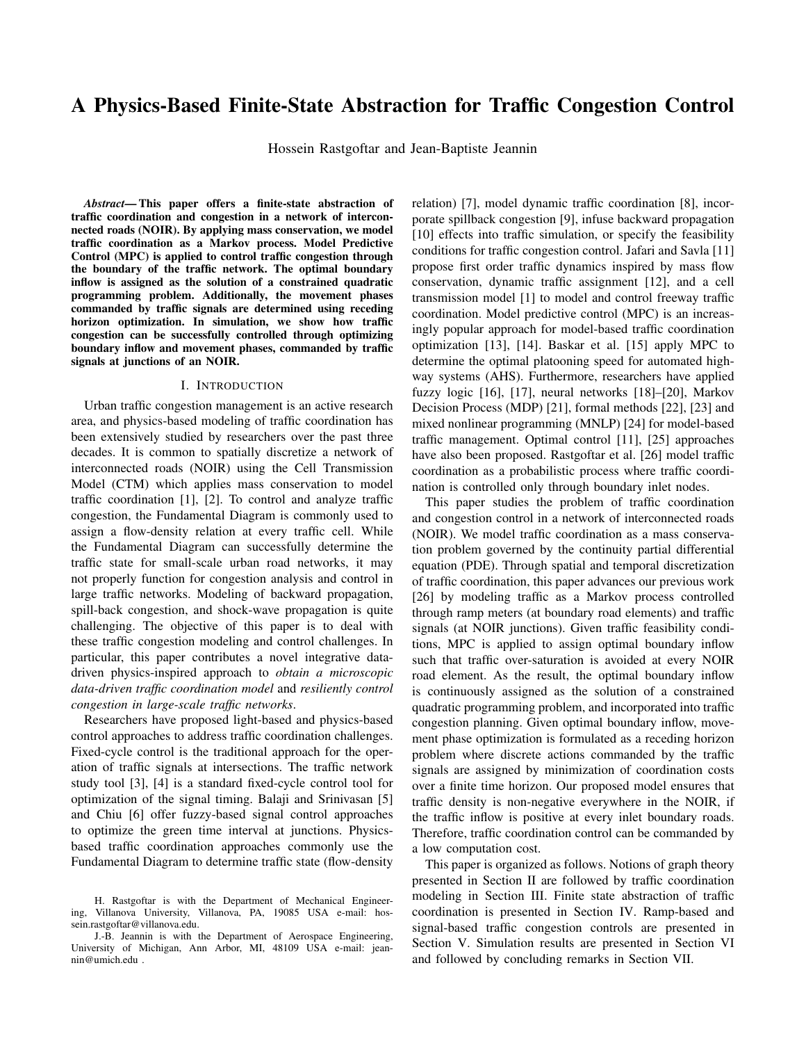# A Physics-Based Finite-State Abstraction for Traffic Congestion Control

Hossein Rastgoftar and Jean-Baptiste Jeannin

***Abstract*— This paper offers a finite-state abstraction of traffic coordination and congestion in a network of interconnected roads (NOIR). By applying mass conservation, we model traffic coordination as a Markov process. Model Predictive Control (MPC) is applied to control traffic congestion through the boundary of the traffic network. The optimal boundary inflow is assigned as the solution of a constrained quadratic programming problem. Additionally, the movement phases commanded by traffic signals are determined using receding horizon optimization. In simulation, we show how traffic congestion can be successfully controlled through optimizing boundary inflow and movement phases, commanded by traffic signals at junctions of an NOIR.**

## I. Introduction

Urban traffic congestion management is an active research area, and physics-based modeling of traffic coordination has been extensively studied by researchers over the past three decades. It is common to spatially discretize a network of interconnected roads (NOIR) using the Cell Transmission Model (CTM) which applies mass conservation to model traffic coordination [1], [2]. To control and analyze traffic congestion, the Fundamental Diagram is commonly used to assign a flow-density relation at every traffic cell. While the Fundamental Diagram can successfully determine the traffic state for small-scale urban road networks, it may not properly function for congestion analysis and control in large traffic networks. Modeling of backward propagation, spill-back congestion, and shock-wave propagation is quite challenging. The objective of this paper is to deal with these traffic congestion modeling and control challenges. In particular, this paper contributes a novel integrative data-driven physics-inspired approach to *obtain a microscopic data-driven traffic coordination model* and *resiliently control congestion in large-scale traffic networks*.

Researchers have proposed light-based and physics-based control approaches to address traffic coordination challenges. Fixed-cycle control is the traditional approach for the operation of traffic signals at intersections. The traffic network study tool [3], [4] is a standard fixed-cycle control tool for optimization of the signal timing. Balaji and Srinivasan [5] and Chiu [6] offer fuzzy-based signal control approaches to optimize the green time interval at junctions. Physics-based traffic coordination approaches commonly use the Fundamental Diagram to determine traffic state (flow-density relation) [7], model dynamic traffic coordination [8], incorporate spillback congestion [9], infuse backward propagation [10] effects into traffic simulation, or specify the feasibility conditions for traffic congestion control. Jafari and Savla [11] propose first order traffic dynamics inspired by mass flow conservation, dynamic traffic assignment [12], and a cell transmission model [1] to model and control freeway traffic coordination. Model predictive control (MPC) is an increasingly popular approach for model-based traffic coordination optimization [13], [14]. Baskar et al. [15] apply MPC to determine the optimal platooning speed for automated highway systems (AHS). Furthermore, researchers have applied fuzzy logic [16], [17], neural networks [18]–[20], Markov Decision Process (MDP) [21], formal methods [22], [23] and mixed nonlinear programming (MNLP) [24] for model-based traffic management. Optimal control [11], [25] approaches have also been proposed. Rastgoftar et al. [26] model traffic coordination as a probabilistic process where traffic coordination is controlled only through boundary inlet nodes.

This paper studies the problem of traffic coordination and congestion control in a network of interconnected roads (NOIR). We model traffic coordination as a mass conservation problem governed by the continuity partial differential equation (PDE). Through spatial and temporal discretization of traffic coordination, this paper advances our previous work [26] by modeling traffic as a Markov process controlled through ramp meters (at boundary road elements) and traffic signals (at NOIR junctions). Given traffic feasibility conditions, MPC is applied to assign optimal boundary inflow such that traffic over-saturation is avoided at every NOIR road element. As the result, the optimal boundary inflow is continuously assigned as the solution of a constrained quadratic programming problem, and incorporated into traffic congestion planning. Given optimal boundary inflow, movement phase optimization is formulated as a receding horizon problem where discrete actions commanded by the traffic signals are assigned by minimization of coordination costs over a finite time horizon. Our proposed model ensures that traffic density is non-negative everywhere in the NOIR, if the traffic inflow is positive at every inlet boundary roads. Therefore, traffic coordination control can be commanded by a low computation cost.

This paper is organized as follows. Notions of graph theory presented in Section II are followed by traffic coordination modeling in Section III. Finite state abstraction of traffic coordination is presented in Section IV. Ramp-based and signal-based traffic congestion controls are presented in Section V. Simulation results are presented in Section VI and followed by concluding remarks in Section VII.

H. Rastgoftar is with the Department of Mechanical Engineering, Villanova University, Villanova, PA, 19085 USA e-mail: hossein.rastgoftar@villanova.edu.

J.-B. Jeannin is with the Department of Aerospace Engineering, University of Michigan, Ann Arbor, MI, 48109 USA e-mail: jeannin@umich.edu .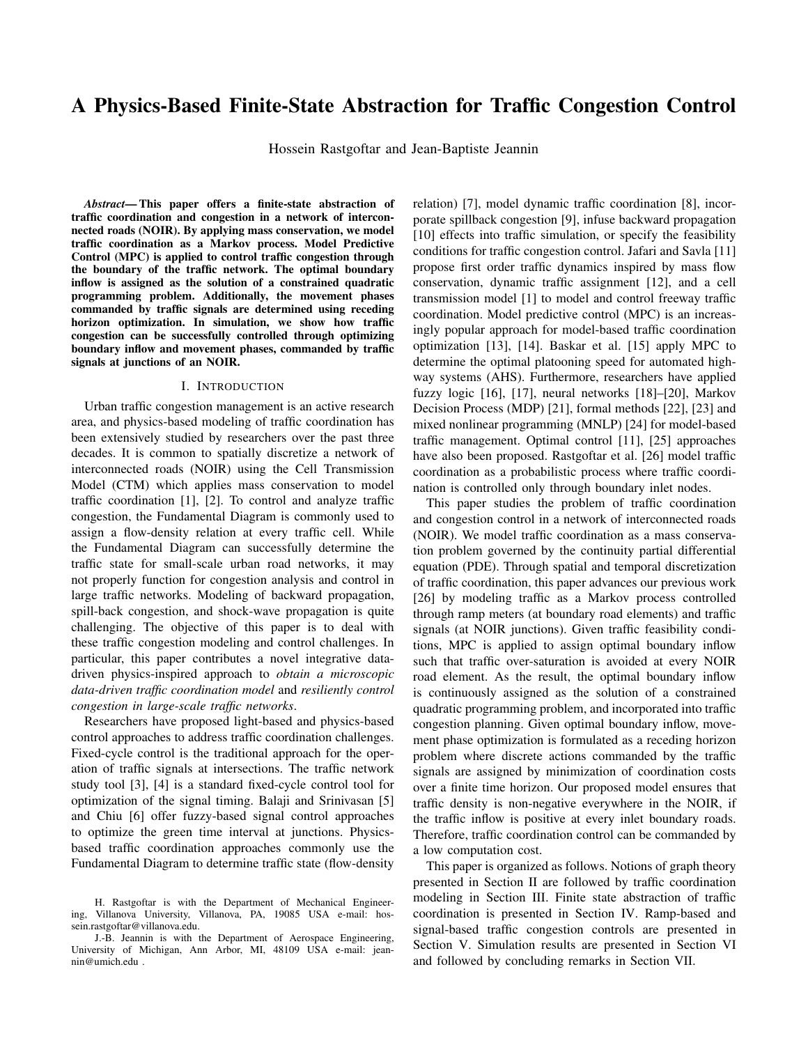# A Physics-Based Finite-State Abstraction for Traffic Congestion Control

Hossein Rastgoftar and Jean-Baptiste Jeannin

***Abstract*— This paper offers a finite-state abstraction of traffic coordination and congestion in a network of interconnected roads (NOIR). By applying mass conservation, we model traffic coordination as a Markov process. Model Predictive Control (MPC) is applied to control traffic congestion through the boundary of the traffic network. The optimal boundary inflow is assigned as the solution of a constrained quadratic programming problem. Additionally, the movement phases commanded by traffic signals are determined using receding horizon optimization. In simulation, we show how traffic congestion can be successfully controlled through optimizing boundary inflow and movement phases, commanded by traffic signals at junctions of an NOIR.**

## I. Introduction

Urban traffic congestion management is an active research area, and physics-based modeling of traffic coordination has been extensively studied by researchers over the past three decades. It is common to spatially discretize a network of interconnected roads (NOIR) using the Cell Transmission Model (CTM) which applies mass conservation to model traffic coordination [1], [2]. To control and analyze traffic congestion, the Fundamental Diagram is commonly used to assign a flow-density relation at every traffic cell. While the Fundamental Diagram can successfully determine the traffic state for small-scale urban road networks, it may not properly function for congestion analysis and control in large traffic networks. Modeling of backward propagation, spill-back congestion, and shock-wave propagation is quite challenging. The objective of this paper is to deal with these traffic congestion modeling and control challenges. In particular, this paper contributes a novel integrative data-driven physics-inspired approach to *obtain a microscopic data-driven traffic coordination model* and *resiliently control congestion in large-scale traffic networks*.

Researchers have proposed light-based and physics-based control approaches to address traffic coordination challenges. Fixed-cycle control is the traditional approach for the operation of traffic signals at intersections. The traffic network study tool [3], [4] is a standard fixed-cycle control tool for optimization of the signal timing. Balaji and Srinivasan [5] and Chiu [6] offer fuzzy-based signal control approaches to optimize the green time interval at junctions. Physics-based traffic coordination approaches commonly use the Fundamental Diagram to determine traffic state (flow-density relation) [7], model dynamic traffic coordination [8], incorporate spillback congestion [9], infuse backward propagation [10] effects into traffic simulation, or specify the feasibility conditions for traffic congestion control. Jafari and Savla [11] propose first order traffic dynamics inspired by mass flow conservation, dynamic traffic assignment [12], and a cell transmission model [1] to model and control freeway traffic coordination. Model predictive control (MPC) is an increasingly popular approach for model-based traffic coordination optimization [13], [14]. Baskar et al. [15] apply MPC to determine the optimal platooning speed for automated highway systems (AHS). Furthermore, researchers have applied fuzzy logic [16], [17], neural networks [18]–[20], Markov Decision Process (MDP) [21], formal methods [22], [23] and mixed nonlinear programming (MNLP) [24] for model-based traffic management. Optimal control [11], [25] approaches have also been proposed. Rastgoftar et al. [26] model traffic coordination as a probabilistic process where traffic coordination is controlled only through boundary inlet nodes.

This paper studies the problem of traffic coordination and congestion control in a network of interconnected roads (NOIR). We model traffic coordination as a mass conservation problem governed by the continuity partial differential equation (PDE). Through spatial and temporal discretization of traffic coordination, this paper advances our previous work [26] by modeling traffic as a Markov process controlled through ramp meters (at boundary road elements) and traffic signals (at NOIR junctions). Given traffic feasibility conditions, MPC is applied to assign optimal boundary inflow such that traffic over-saturation is avoided at every NOIR road element. As the result, the optimal boundary inflow is continuously assigned as the solution of a constrained quadratic programming problem, and incorporated into traffic congestion planning. Given optimal boundary inflow, movement phase optimization is formulated as a receding horizon problem where discrete actions commanded by the traffic signals are assigned by minimization of coordination costs over a finite time horizon. Our proposed model ensures that traffic density is non-negative everywhere in the NOIR, if the traffic inflow is positive at every inlet boundary roads. Therefore, traffic coordination control can be commanded by a low computation cost.

This paper is organized as follows. Notions of graph theory presented in Section II are followed by traffic coordination modeling in Section III. Finite state abstraction of traffic coordination is presented in Section IV. Ramp-based and signal-based traffic congestion controls are presented in Section V. Simulation results are presented in Section VI and followed by concluding remarks in Section VII.

H. Rastgoftar is with the Department of Mechanical Engineering, Villanova University, Villanova, PA, 19085 USA e-mail: hossein.rastgoftar@villanova.edu.

J.-B. Jeannin is with the Department of Aerospace Engineering, University of Michigan, Ann Arbor, MI, 48109 USA e-mail: jeannin@umich.edu .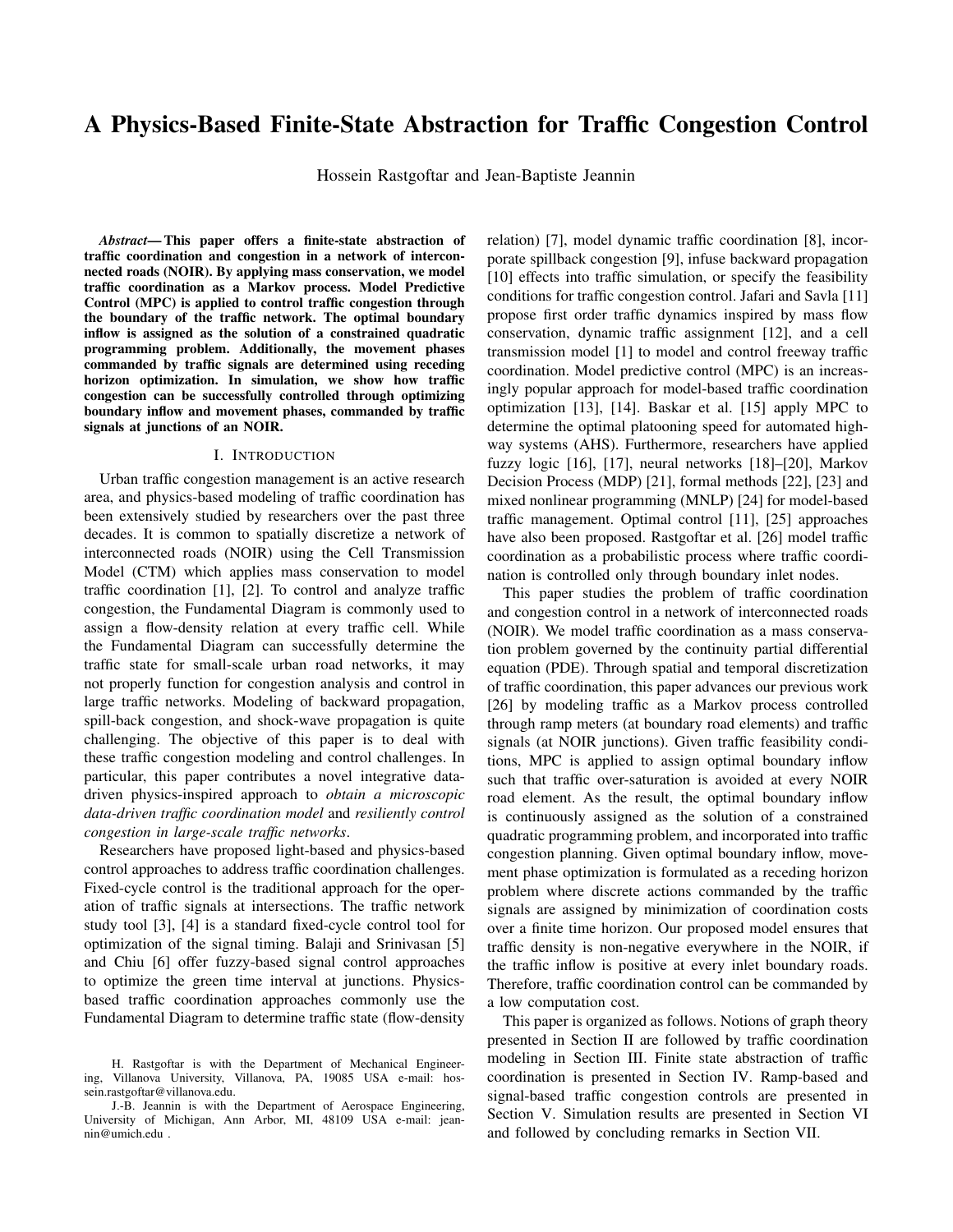# A Physics-Based Finite-State Abstraction for Traffic Congestion Control

Hossein Rastgoftar and Jean-Baptiste Jeannin

***Abstract*— This paper offers a finite-state abstraction of traffic coordination and congestion in a network of interconnected roads (NOIR). By applying mass conservation, we model traffic coordination as a Markov process. Model Predictive Control (MPC) is applied to control traffic congestion through the boundary of the traffic network. The optimal boundary inflow is assigned as the solution of a constrained quadratic programming problem. Additionally, the movement phases commanded by traffic signals are determined using receding horizon optimization. In simulation, we show how traffic congestion can be successfully controlled through optimizing boundary inflow and movement phases, commanded by traffic signals at junctions of an NOIR.**

## I. Introduction

Urban traffic congestion management is an active research area, and physics-based modeling of traffic coordination has been extensively studied by researchers over the past three decades. It is common to spatially discretize a network of interconnected roads (NOIR) using the Cell Transmission Model (CTM) which applies mass conservation to model traffic coordination [1], [2]. To control and analyze traffic congestion, the Fundamental Diagram is commonly used to assign a flow-density relation at every traffic cell. While the Fundamental Diagram can successfully determine the traffic state for small-scale urban road networks, it may not properly function for congestion analysis and control in large traffic networks. Modeling of backward propagation, spill-back congestion, and shock-wave propagation is quite challenging. The objective of this paper is to deal with these traffic congestion modeling and control challenges. In particular, this paper contributes a novel integrative data-driven physics-inspired approach to *obtain a microscopic data-driven traffic coordination model* and *resiliently control congestion in large-scale traffic networks*.

Researchers have proposed light-based and physics-based control approaches to address traffic coordination challenges. Fixed-cycle control is the traditional approach for the operation of traffic signals at intersections. The traffic network study tool [3], [4] is a standard fixed-cycle control tool for optimization of the signal timing. Balaji and Srinivasan [5] and Chiu [6] offer fuzzy-based signal control approaches to optimize the green time interval at junctions. Physics-based traffic coordination approaches commonly use the Fundamental Diagram to determine traffic state (flow-density relation) [7], model dynamic traffic coordination [8], incorporate spillback congestion [9], infuse backward propagation [10] effects into traffic simulation, or specify the feasibility conditions for traffic congestion control. Jafari and Savla [11] propose first order traffic dynamics inspired by mass flow conservation, dynamic traffic assignment [12], and a cell transmission model [1] to model and control freeway traffic coordination. Model predictive control (MPC) is an increasingly popular approach for model-based traffic coordination optimization [13], [14]. Baskar et al. [15] apply MPC to determine the optimal platooning speed for automated highway systems (AHS). Furthermore, researchers have applied fuzzy logic [16], [17], neural networks [18]–[20], Markov Decision Process (MDP) [21], formal methods [22], [23] and mixed nonlinear programming (MNLP) [24] for model-based traffic management. Optimal control [11], [25] approaches have also been proposed. Rastgoftar et al. [26] model traffic coordination as a probabilistic process where traffic coordination is controlled only through boundary inlet nodes.

This paper studies the problem of traffic coordination and congestion control in a network of interconnected roads (NOIR). We model traffic coordination as a mass conservation problem governed by the continuity partial differential equation (PDE). Through spatial and temporal discretization of traffic coordination, this paper advances our previous work [26] by modeling traffic as a Markov process controlled through ramp meters (at boundary road elements) and traffic signals (at NOIR junctions). Given traffic feasibility conditions, MPC is applied to assign optimal boundary inflow such that traffic over-saturation is avoided at every NOIR road element. As the result, the optimal boundary inflow is continuously assigned as the solution of a constrained quadratic programming problem, and incorporated into traffic congestion planning. Given optimal boundary inflow, movement phase optimization is formulated as a receding horizon problem where discrete actions commanded by the traffic signals are assigned by minimization of coordination costs over a finite time horizon. Our proposed model ensures that traffic density is non-negative everywhere in the NOIR, if the traffic inflow is positive at every inlet boundary roads. Therefore, traffic coordination control can be commanded by a low computation cost.

This paper is organized as follows. Notions of graph theory presented in Section II are followed by traffic coordination modeling in Section III. Finite state abstraction of traffic coordination is presented in Section IV. Ramp-based and signal-based traffic congestion controls are presented in Section V. Simulation results are presented in Section VI and followed by concluding remarks in Section VII.

H. Rastgoftar is with the Department of Mechanical Engineering, Villanova University, Villanova, PA, 19085 USA e-mail: hossein.rastgoftar@villanova.edu.

J.-B. Jeannin is with the Department of Aerospace Engineering, University of Michigan, Ann Arbor, MI, 48109 USA e-mail: jeannin@umich.edu .